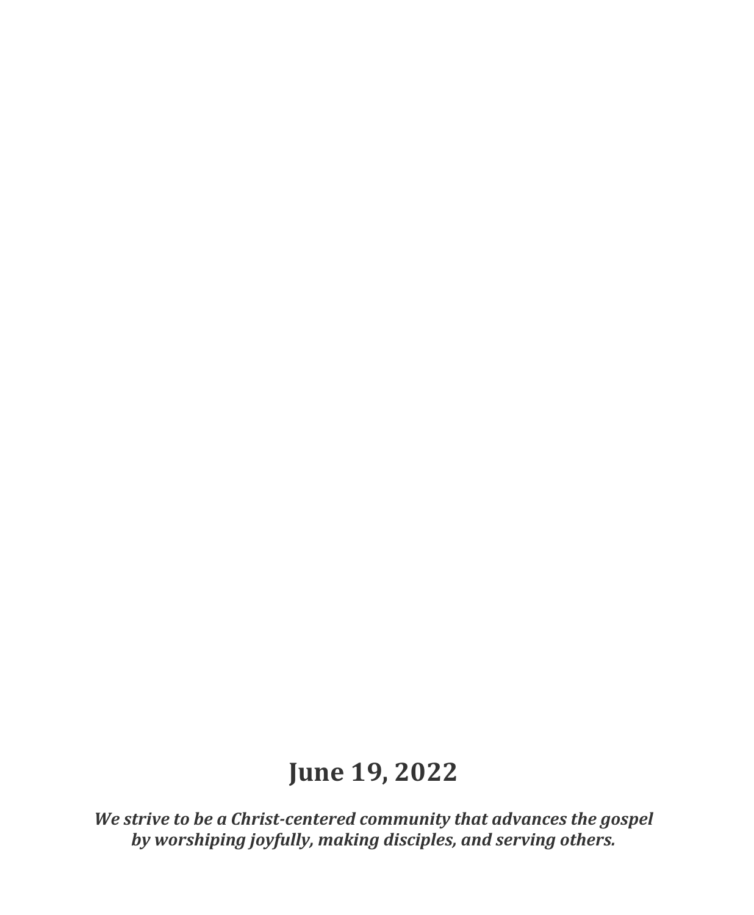# June 19, 2022

***We strive to be a Christ-centered community that advances the gospel by worshiping joyfully, making disciples, and serving others.***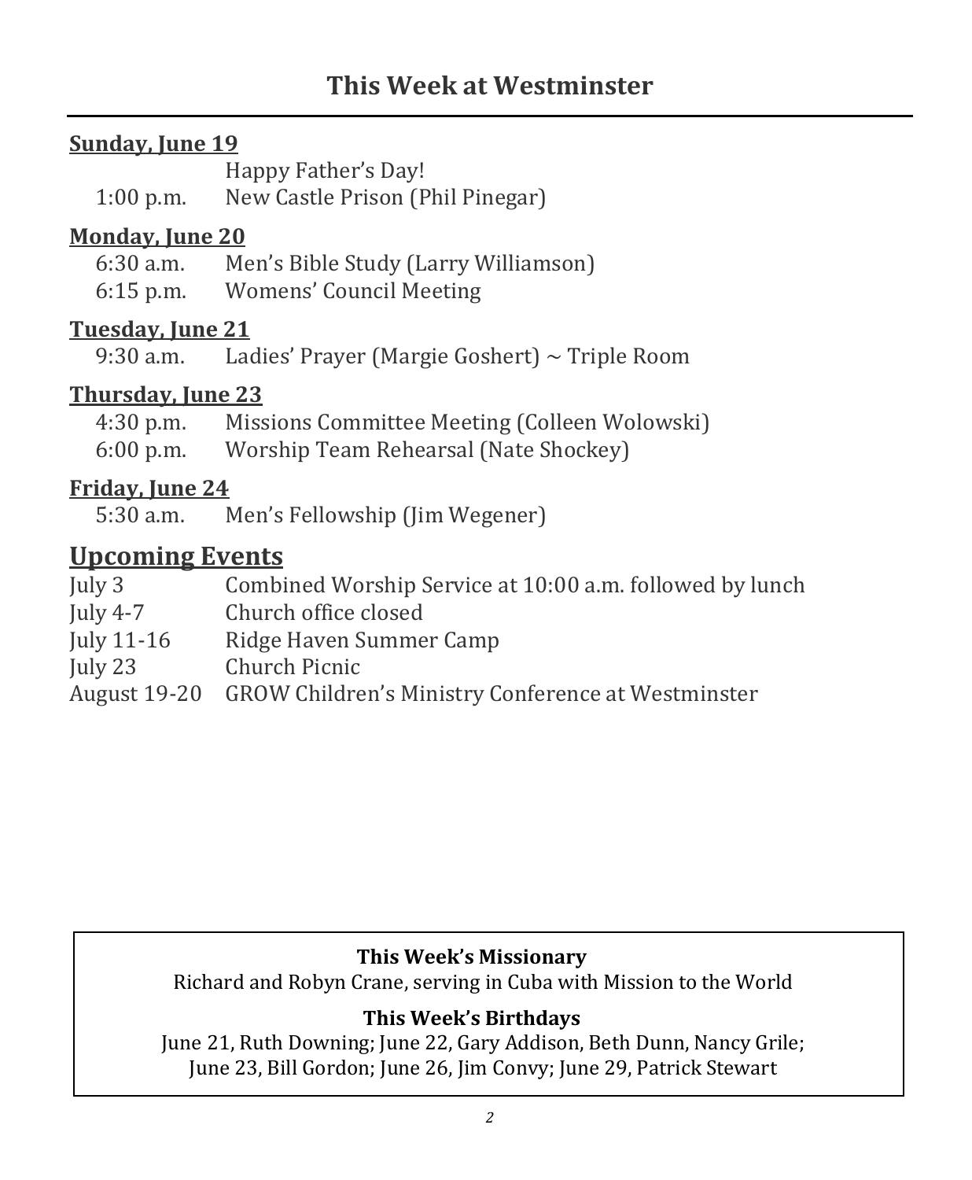# This Week at Westminster

**Sunday, June 19**

Happy Father's Day!

1:00 p.m. New Castle Prison (Phil Pinegar)

**Monday, June 20**

6:30 a.m. Men's Bible Study (Larry Williamson)

6:15 p.m. Womens' Council Meeting

**Tuesday, June 21**

9:30 a.m. Ladies' Prayer (Margie Goshert) ~ Triple Room

**Thursday, June 23**

4:30 p.m. Missions Committee Meeting (Colleen Wolowski)

6:00 p.m. Worship Team Rehearsal (Nate Shockey)

**Friday, June 24**

5:30 a.m. Men's Fellowship (Jim Wegener)

## Upcoming Events

July 3 Combined Worship Service at 10:00 a.m. followed by lunch

July 4-7 Church office closed

July 11-16 Ridge Haven Summer Camp

July 23 Church Picnic

August 19-20 GROW Children's Ministry Conference at Westminster

**This Week's Missionary**

Richard and Robyn Crane, serving in Cuba with Mission to the World

**This Week's Birthdays**

June 21, Ruth Downing; June 22, Gary Addison, Beth Dunn, Nancy Grile; June 23, Bill Gordon; June 26, Jim Convy; June 29, Patrick Stewart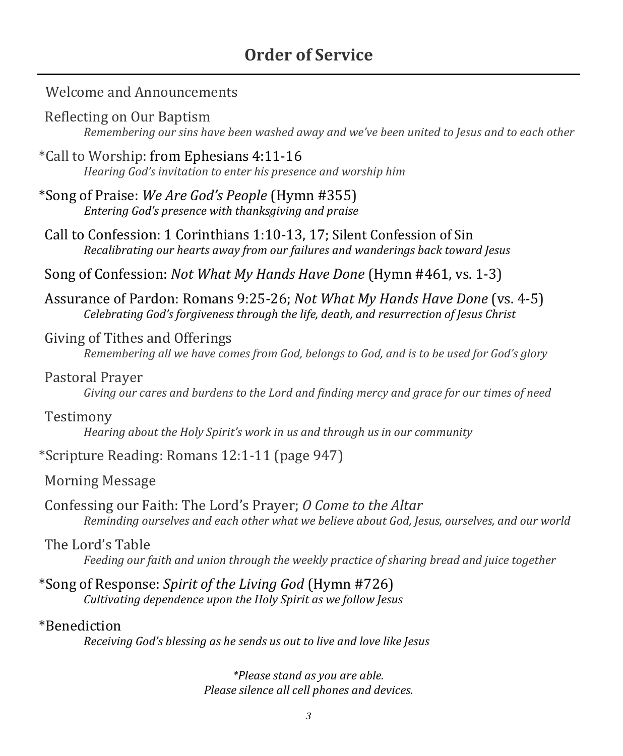# Order of Service

Welcome and Announcements

Reflecting on Our Baptism
*Remembering our sins have been washed away and we've been united to Jesus and to each other*

*Call to Worship: from Ephesians 4:11-16
*Hearing God's invitation to enter his presence and worship him*

*Song of Praise: *We Are God's People* (Hymn #355)
*Entering God's presence with thanksgiving and praise*

Call to Confession: 1 Corinthians 1:10-13, 17; Silent Confession of Sin
*Recalibrating our hearts away from our failures and wanderings back toward Jesus*

Song of Confession: *Not What My Hands Have Done* (Hymn #461, vs. 1-3)

Assurance of Pardon: Romans 9:25-26; *Not What My Hands Have Done* (vs. 4-5)
*Celebrating God's forgiveness through the life, death, and resurrection of Jesus Christ*

Giving of Tithes and Offerings
*Remembering all we have comes from God, belongs to God, and is to be used for God's glory*

Pastoral Prayer
*Giving our cares and burdens to the Lord and finding mercy and grace for our times of need*

Testimony
*Hearing about the Holy Spirit's work in us and through us in our community*

*Scripture Reading: Romans 12:1-11 (page 947)

Morning Message

Confessing our Faith: The Lord's Prayer; *O Come to the Altar*
*Reminding ourselves and each other what we believe about God, Jesus, ourselves, and our world*

The Lord's Table
*Feeding our faith and union through the weekly practice of sharing bread and juice together*

*Song of Response: *Spirit of the Living God* (Hymn #726)
*Cultivating dependence upon the Holy Spirit as we follow Jesus*

*Benediction
*Receiving God's blessing as he sends us out to live and love like Jesus*

*\*Please stand as you are able.*
*Please silence all cell phones and devices.*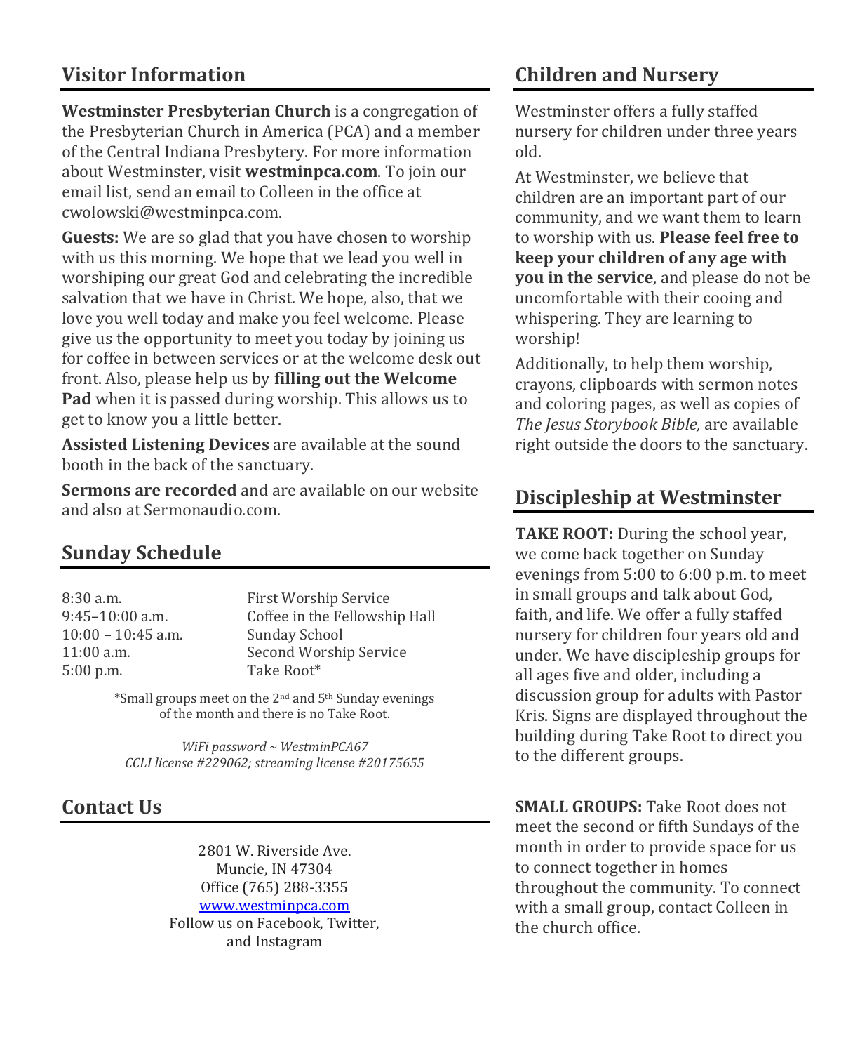## Visitor Information

**Westminster Presbyterian Church** is a congregation of the Presbyterian Church in America (PCA) and a member of the Central Indiana Presbytery. For more information about Westminster, visit **westminpca.com**. To join our email list, send an email to Colleen in the office at cwolowski@westminpca.com.

**Guests:** We are so glad that you have chosen to worship with us this morning. We hope that we lead you well in worshiping our great God and celebrating the incredible salvation that we have in Christ. We hope, also, that we love you well today and make you feel welcome. Please give us the opportunity to meet you today by joining us for coffee in between services or at the welcome desk out front. Also, please help us by **filling out the Welcome Pad** when it is passed during worship. This allows us to get to know you a little better.

**Assisted Listening Devices** are available at the sound booth in the back of the sanctuary.

**Sermons are recorded** and are available on our website and also at Sermonaudio.com.

## Sunday Schedule

| | |
|---|---|
| 8:30 a.m. | First Worship Service |
| 9:45–10:00 a.m. | Coffee in the Fellowship Hall |
| 10:00 – 10:45 a.m. | Sunday School |
| 11:00 a.m. | Second Worship Service |
| 5:00 p.m. | Take Root* |

*Small groups meet on the 2nd and 5th Sunday evenings of the month and there is no Take Root.

*WiFi password ~ WestminPCA67*
*CCLI license #229062; streaming license #20175655*

## Contact Us

2801 W. Riverside Ave.
Muncie, IN 47304
Office (765) 288-3355
www.westminpca.com
Follow us on Facebook, Twitter, and Instagram

## Children and Nursery

Westminster offers a fully staffed nursery for children under three years old.

At Westminster, we believe that children are an important part of our community, and we want them to learn to worship with us. **Please feel free to keep your children of any age with you in the service**, and please do not be uncomfortable with their cooing and whispering. They are learning to worship!

Additionally, to help them worship, crayons, clipboards with sermon notes and coloring pages, as well as copies of *The Jesus Storybook Bible,* are available right outside the doors to the sanctuary.

## Discipleship at Westminster

**TAKE ROOT:** During the school year, we come back together on Sunday evenings from 5:00 to 6:00 p.m. to meet in small groups and talk about God, faith, and life. We offer a fully staffed nursery for children four years old and under. We have discipleship groups for all ages five and older, including a discussion group for adults with Pastor Kris. Signs are displayed throughout the building during Take Root to direct you to the different groups.

**SMALL GROUPS:** Take Root does not meet the second or fifth Sundays of the month in order to provide space for us to connect together in homes throughout the community. To connect with a small group, contact Colleen in the church office.